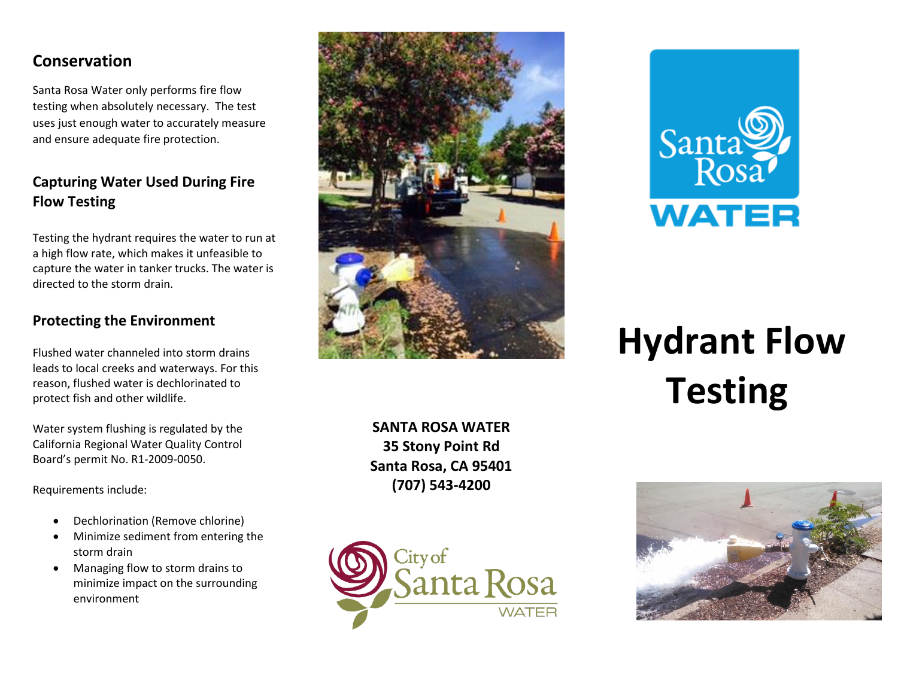## Conservation

Santa Rosa Water only performs fire flow testing when absolutely necessary. The test uses just enough water to accurately measure and ensure adequate fire protection.

## Capturing Water Used During Fire Flow Testing

Testing the hydrant requires the water to run at a high flow rate, which makes it unfeasible to capture the water in tanker trucks. The water is directed to the storm drain.

## Protecting the Environment

Flushed water channeled into storm drains leads to local creeks and waterways. For this reason, flushed water is dechlorinated to protect fish and other wildlife.

Water system flushing is regulated by the California Regional Water Quality Control Board's permit No. R1-2009-0050.

Requirements include:

- Dechlorination (Remove chlorine)
- Minimize sediment from entering the storm drain
- Managing flow to storm drains to minimize impact on the surrounding environment

**SANTA ROSA WATER**
**35 Stony Point Rd**
**Santa Rosa, CA 95401**
**(707) 543-4200**

City of Santa Rosa WATER

Santa Rosa WATER

# Hydrant Flow Testing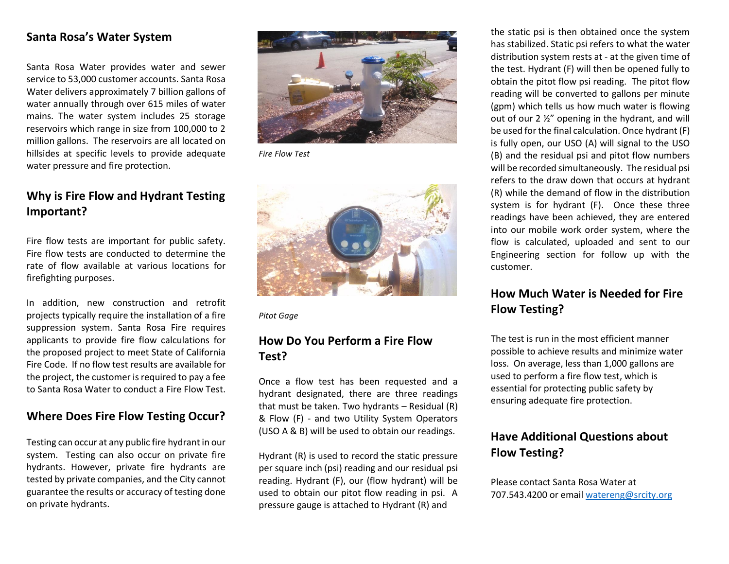## Santa Rosa's Water System

Santa Rosa Water provides water and sewer service to 53,000 customer accounts. Santa Rosa Water delivers approximately 7 billion gallons of water annually through over 615 miles of water mains. The water system includes 25 storage reservoirs which range in size from 100,000 to 2 million gallons. The reservoirs are all located on hillsides at specific levels to provide adequate water pressure and fire protection.

## Why is Fire Flow and Hydrant Testing Important?

Fire flow tests are important for public safety. Fire flow tests are conducted to determine the rate of flow available at various locations for firefighting purposes.

In addition, new construction and retrofit projects typically require the installation of a fire suppression system. Santa Rosa Fire requires applicants to provide fire flow calculations for the proposed project to meet State of California Fire Code. If no flow test results are available for the project, the customer is required to pay a fee to Santa Rosa Water to conduct a Fire Flow Test.

## Where Does Fire Flow Testing Occur?

Testing can occur at any public fire hydrant in our system. Testing can also occur on private fire hydrants. However, private fire hydrants are tested by private companies, and the City cannot guarantee the results or accuracy of testing done on private hydrants.

*Fire Flow Test*

*Pitot Gage*

## How Do You Perform a Fire Flow Test?

Once a flow test has been requested and a hydrant designated, there are three readings that must be taken. Two hydrants – Residual (R) & Flow (F) - and two Utility System Operators (USO A & B) will be used to obtain our readings.

Hydrant (R) is used to record the static pressure per square inch (psi) reading and our residual psi reading. Hydrant (F), our (flow hydrant) will be used to obtain our pitot flow reading in psi. A pressure gauge is attached to Hydrant (R) and the static psi is then obtained once the system has stabilized. Static psi refers to what the water distribution system rests at - at the given time of the test. Hydrant (F) will then be opened fully to obtain the pitot flow psi reading. The pitot flow reading will be converted to gallons per minute (gpm) which tells us how much water is flowing out of our 2 ½" opening in the hydrant, and will be used for the final calculation. Once hydrant (F) is fully open, our USO (A) will signal to the USO (B) and the residual psi and pitot flow numbers will be recorded simultaneously. The residual psi refers to the draw down that occurs at hydrant (R) while the demand of flow in the distribution system is for hydrant (F). Once these three readings have been achieved, they are entered into our mobile work order system, where the flow is calculated, uploaded and sent to our Engineering section for follow up with the customer.

## How Much Water is Needed for Fire Flow Testing?

The test is run in the most efficient manner possible to achieve results and minimize water loss. On average, less than 1,000 gallons are used to perform a fire flow test, which is essential for protecting public safety by ensuring adequate fire protection.

## Have Additional Questions about Flow Testing?

Please contact Santa Rosa Water at 707.543.4200 or email watereng@srcity.org